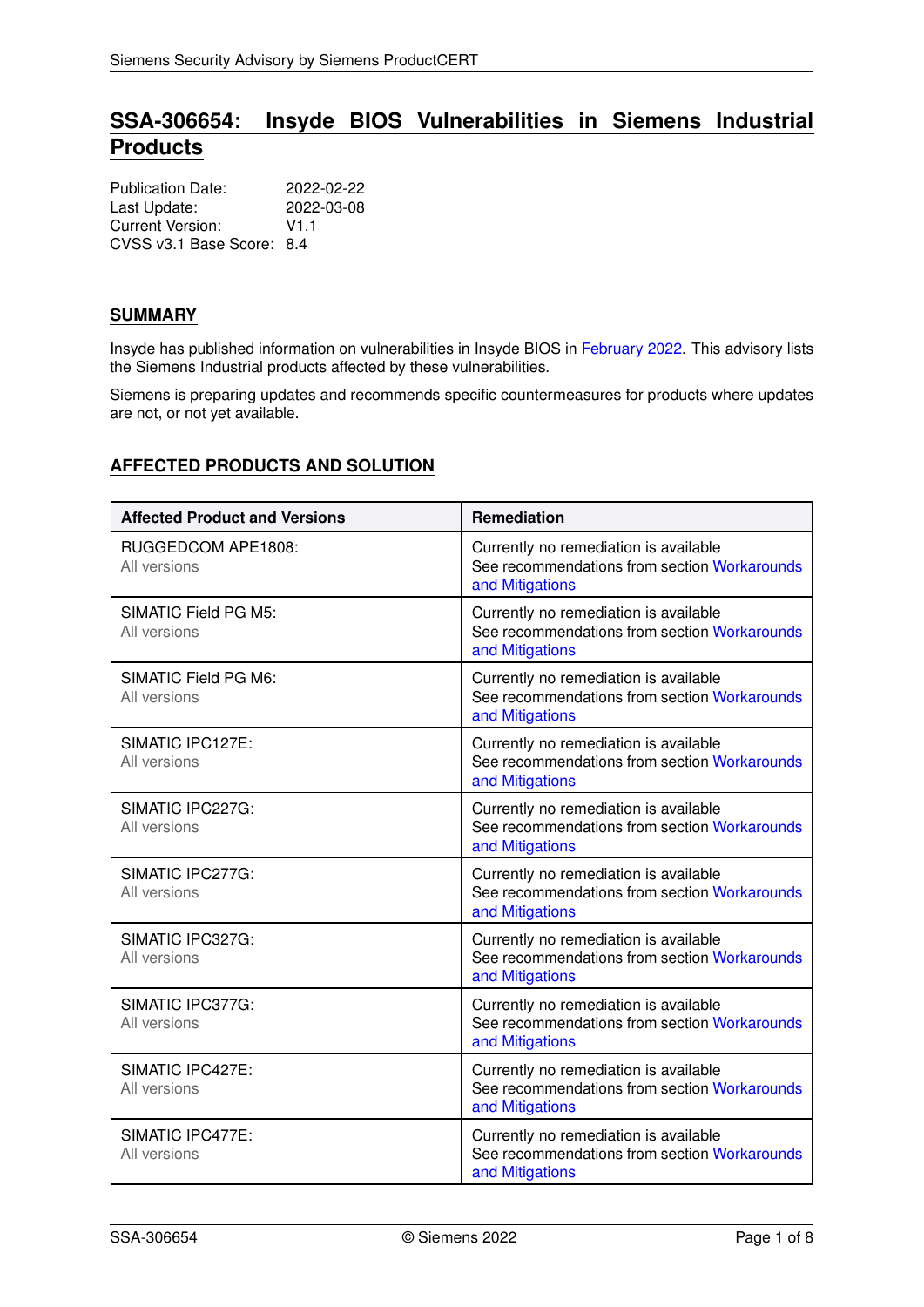# SSA-306654: Insyde BIOS Vulnerabilities in Siemens Industrial Products

Publication Date: 2022-02-22
Last Update: 2022-03-08
Current Version: V1.1
CVSS v3.1 Base Score: 8.4

## SUMMARY

Insyde has published information on vulnerabilities in Insyde BIOS in February 2022. This advisory lists the Siemens Industrial products affected by these vulnerabilities.

Siemens is preparing updates and recommends specific countermeasures for products where updates are not, or not yet available.

## AFFECTED PRODUCTS AND SOLUTION

| Affected Product and Versions | Remediation |
|---|---|
| RUGGEDCOM APE1808: All versions | Currently no remediation is available See recommendations from section Workarounds and Mitigations |
| SIMATIC Field PG M5: All versions | Currently no remediation is available See recommendations from section Workarounds and Mitigations |
| SIMATIC Field PG M6: All versions | Currently no remediation is available See recommendations from section Workarounds and Mitigations |
| SIMATIC IPC127E: All versions | Currently no remediation is available See recommendations from section Workarounds and Mitigations |
| SIMATIC IPC227G: All versions | Currently no remediation is available See recommendations from section Workarounds and Mitigations |
| SIMATIC IPC277G: All versions | Currently no remediation is available See recommendations from section Workarounds and Mitigations |
| SIMATIC IPC327G: All versions | Currently no remediation is available See recommendations from section Workarounds and Mitigations |
| SIMATIC IPC377G: All versions | Currently no remediation is available See recommendations from section Workarounds and Mitigations |
| SIMATIC IPC427E: All versions | Currently no remediation is available See recommendations from section Workarounds and Mitigations |
| SIMATIC IPC477E: All versions | Currently no remediation is available See recommendations from section Workarounds and Mitigations |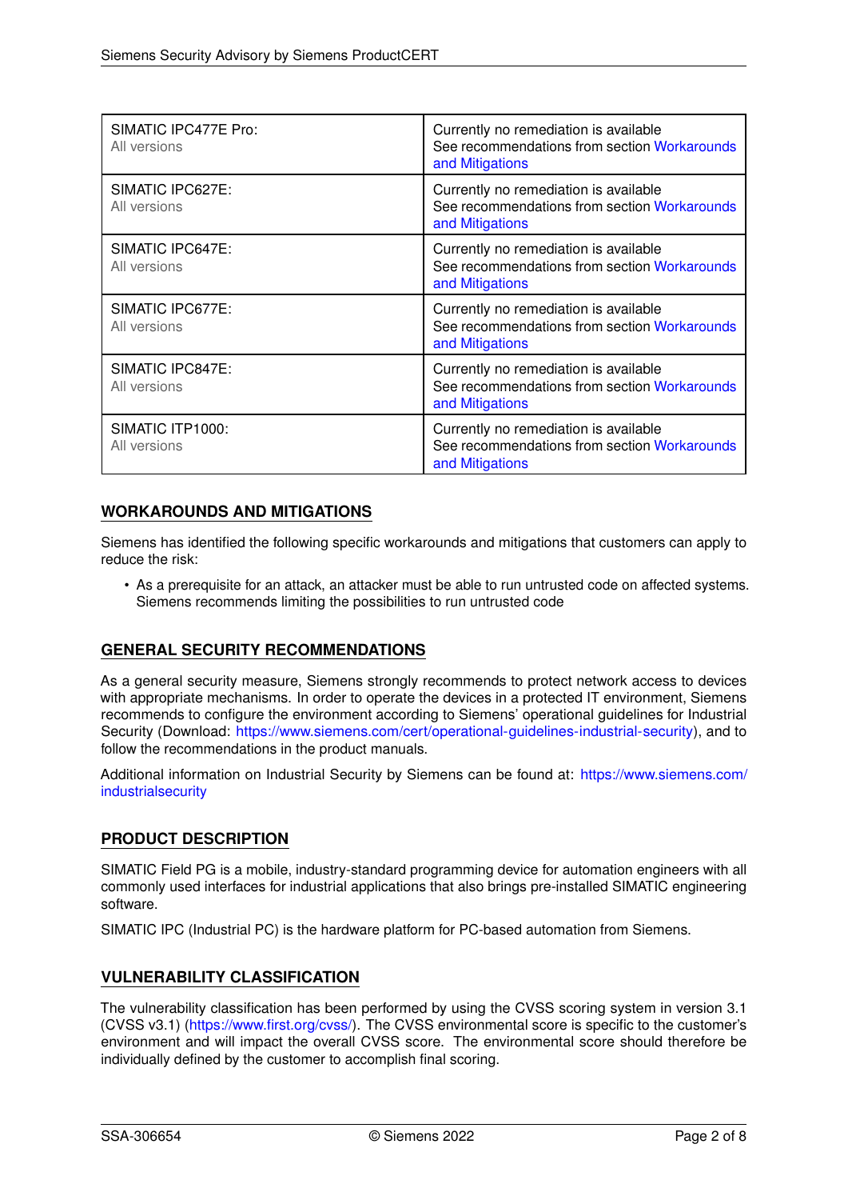| | |
|---|---|
| SIMATIC IPC477E Pro:<br>All versions | Currently no remediation is available<br>See recommendations from section Workarounds and Mitigations |
| SIMATIC IPC627E:<br>All versions | Currently no remediation is available<br>See recommendations from section Workarounds and Mitigations |
| SIMATIC IPC647E:<br>All versions | Currently no remediation is available<br>See recommendations from section Workarounds and Mitigations |
| SIMATIC IPC677E:<br>All versions | Currently no remediation is available<br>See recommendations from section Workarounds and Mitigations |
| SIMATIC IPC847E:<br>All versions | Currently no remediation is available<br>See recommendations from section Workarounds and Mitigations |
| SIMATIC ITP1000:<br>All versions | Currently no remediation is available<br>See recommendations from section Workarounds and Mitigations |

## WORKAROUNDS AND MITIGATIONS

Siemens has identified the following specific workarounds and mitigations that customers can apply to reduce the risk:

- As a prerequisite for an attack, an attacker must be able to run untrusted code on affected systems. Siemens recommends limiting the possibilities to run untrusted code

## GENERAL SECURITY RECOMMENDATIONS

As a general security measure, Siemens strongly recommends to protect network access to devices with appropriate mechanisms. In order to operate the devices in a protected IT environment, Siemens recommends to configure the environment according to Siemens' operational guidelines for Industrial Security (Download: https://www.siemens.com/cert/operational-guidelines-industrial-security), and to follow the recommendations in the product manuals.

Additional information on Industrial Security by Siemens can be found at: https://www.siemens.com/industrialsecurity

## PRODUCT DESCRIPTION

SIMATIC Field PG is a mobile, industry-standard programming device for automation engineers with all commonly used interfaces for industrial applications that also brings pre-installed SIMATIC engineering software.

SIMATIC IPC (Industrial PC) is the hardware platform for PC-based automation from Siemens.

## VULNERABILITY CLASSIFICATION

The vulnerability classification has been performed by using the CVSS scoring system in version 3.1 (CVSS v3.1) (https://www.first.org/cvss/). The CVSS environmental score is specific to the customer's environment and will impact the overall CVSS score. The environmental score should therefore be individually defined by the customer to accomplish final scoring.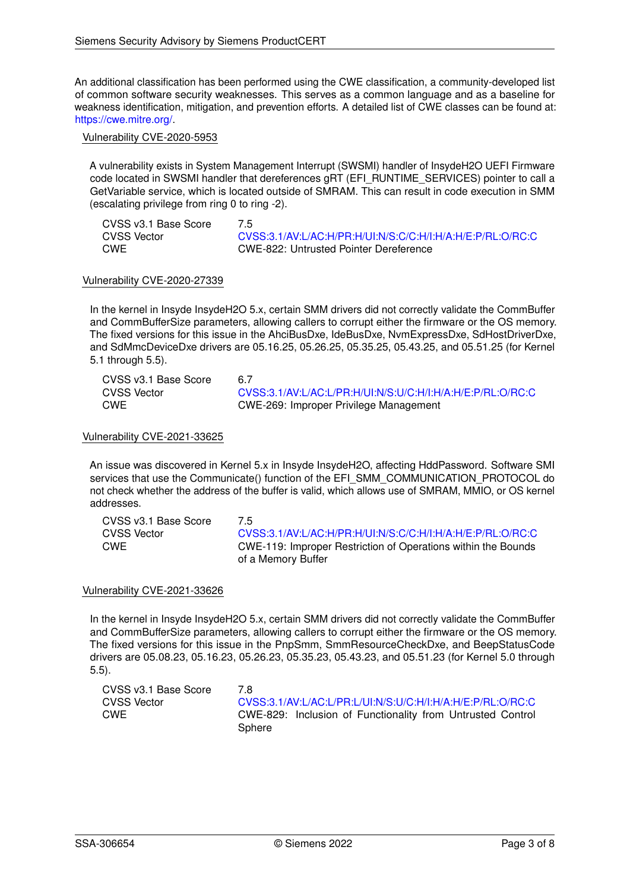An additional classification has been performed using the CWE classification, a community-developed list of common software security weaknesses. This serves as a common language and as a baseline for weakness identification, mitigation, and prevention efforts. A detailed list of CWE classes can be found at: https://cwe.mitre.org/.

### Vulnerability CVE-2020-5953

A vulnerability exists in System Management Interrupt (SWSMI) handler of InsydeH2O UEFI Firmware code located in SWSMI handler that dereferences gRT (EFI_RUNTIME_SERVICES) pointer to call a GetVariable service, which is located outside of SMRAM. This can result in code execution in SMM (escalating privilege from ring 0 to ring -2).

| | |
|---|---|
| CVSS v3.1 Base Score | 7.5 |
| CVSS Vector | CVSS:3.1/AV:L/AC:H/PR:H/UI:N/S:C/C:H/I:H/A:H/E:P/RL:O/RC:C |
| CWE | CWE-822: Untrusted Pointer Dereference |

### Vulnerability CVE-2020-27339

In the kernel in Insyde InsydeH2O 5.x, certain SMM drivers did not correctly validate the CommBuffer and CommBufferSize parameters, allowing callers to corrupt either the firmware or the OS memory. The fixed versions for this issue in the AhciBusDxe, IdeBusDxe, NvmExpressDxe, SdHostDriverDxe, and SdMmcDeviceDxe drivers are 05.16.25, 05.26.25, 05.35.25, 05.43.25, and 05.51.25 (for Kernel 5.1 through 5.5).

| | |
|---|---|
| CVSS v3.1 Base Score | 6.7 |
| CVSS Vector | CVSS:3.1/AV:L/AC:L/PR:H/UI:N/S:U/C:H/I:H/A:H/E:P/RL:O/RC:C |
| CWE | CWE-269: Improper Privilege Management |

### Vulnerability CVE-2021-33625

An issue was discovered in Kernel 5.x in Insyde InsydeH2O, affecting HddPassword. Software SMI services that use the Communicate() function of the EFI_SMM_COMMUNICATION_PROTOCOL do not check whether the address of the buffer is valid, which allows use of SMRAM, MMIO, or OS kernel addresses.

| | |
|---|---|
| CVSS v3.1 Base Score | 7.5 |
| CVSS Vector | CVSS:3.1/AV:L/AC:H/PR:H/UI:N/S:C/C:H/I:H/A:H/E:P/RL:O/RC:C |
| CWE | CWE-119: Improper Restriction of Operations within the Bounds of a Memory Buffer |

### Vulnerability CVE-2021-33626

In the kernel in Insyde InsydeH2O 5.x, certain SMM drivers did not correctly validate the CommBuffer and CommBufferSize parameters, allowing callers to corrupt either the firmware or the OS memory. The fixed versions for this issue in the PnpSmm, SmmResourceCheckDxe, and BeepStatusCode drivers are 05.08.23, 05.16.23, 05.26.23, 05.35.23, 05.43.23, and 05.51.23 (for Kernel 5.0 through 5.5).

| | |
|---|---|
| CVSS v3.1 Base Score | 7.8 |
| CVSS Vector | CVSS:3.1/AV:L/AC:L/PR:L/UI:N/S:U/C:H/I:H/A:H/E:P/RL:O/RC:C |
| CWE | CWE-829: Inclusion of Functionality from Untrusted Control Sphere |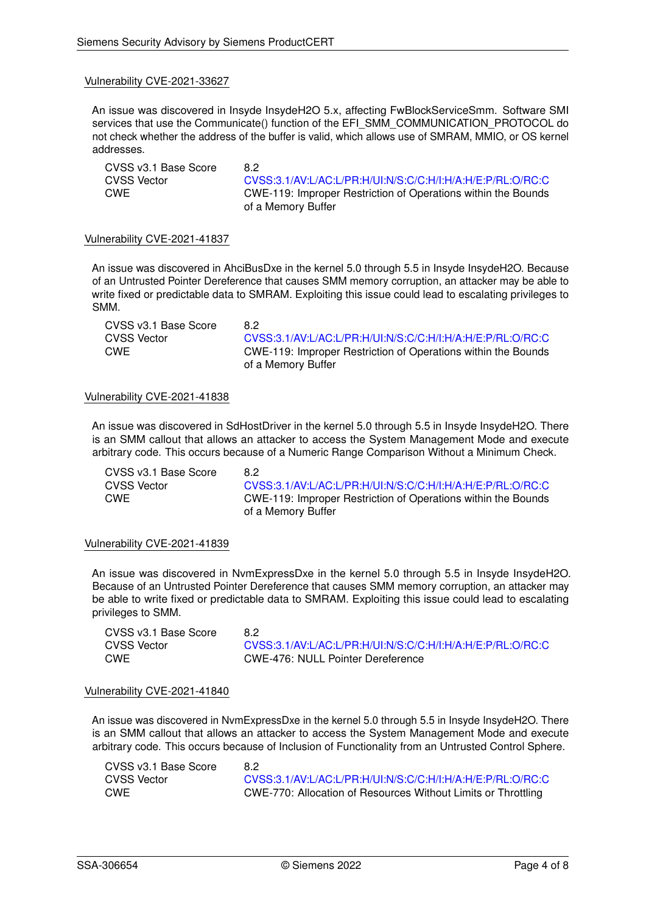### Vulnerability CVE-2021-33627

An issue was discovered in Insyde InsydeH2O 5.x, affecting FwBlockServiceSmm. Software SMI services that use the Communicate() function of the EFI_SMM_COMMUNICATION_PROTOCOL do not check whether the address of the buffer is valid, which allows use of SMRAM, MMIO, or OS kernel addresses.

| | |
|---|---|
| CVSS v3.1 Base Score | 8.2 |
| CVSS Vector | CVSS:3.1/AV:L/AC:L/PR:H/UI:N/S:C/C:H/I:H/A:H/E:P/RL:O/RC:C |
| CWE | CWE-119: Improper Restriction of Operations within the Bounds of a Memory Buffer |

### Vulnerability CVE-2021-41837

An issue was discovered in AhciBusDxe in the kernel 5.0 through 5.5 in Insyde InsydeH2O. Because of an Untrusted Pointer Dereference that causes SMM memory corruption, an attacker may be able to write fixed or predictable data to SMRAM. Exploiting this issue could lead to escalating privileges to SMM.

| | |
|---|---|
| CVSS v3.1 Base Score | 8.2 |
| CVSS Vector | CVSS:3.1/AV:L/AC:L/PR:H/UI:N/S:C/C:H/I:H/A:H/E:P/RL:O/RC:C |
| CWE | CWE-119: Improper Restriction of Operations within the Bounds of a Memory Buffer |

### Vulnerability CVE-2021-41838

An issue was discovered in SdHostDriver in the kernel 5.0 through 5.5 in Insyde InsydeH2O. There is an SMM callout that allows an attacker to access the System Management Mode and execute arbitrary code. This occurs because of a Numeric Range Comparison Without a Minimum Check.

| | |
|---|---|
| CVSS v3.1 Base Score | 8.2 |
| CVSS Vector | CVSS:3.1/AV:L/AC:L/PR:H/UI:N/S:C/C:H/I:H/A:H/E:P/RL:O/RC:C |
| CWE | CWE-119: Improper Restriction of Operations within the Bounds of a Memory Buffer |

### Vulnerability CVE-2021-41839

An issue was discovered in NvmExpressDxe in the kernel 5.0 through 5.5 in Insyde InsydeH2O. Because of an Untrusted Pointer Dereference that causes SMM memory corruption, an attacker may be able to write fixed or predictable data to SMRAM. Exploiting this issue could lead to escalating privileges to SMM.

| | |
|---|---|
| CVSS v3.1 Base Score | 8.2 |
| CVSS Vector | CVSS:3.1/AV:L/AC:L/PR:H/UI:N/S:C/C:H/I:H/A:H/E:P/RL:O/RC:C |
| CWE | CWE-476: NULL Pointer Dereference |

### Vulnerability CVE-2021-41840

An issue was discovered in NvmExpressDxe in the kernel 5.0 through 5.5 in Insyde InsydeH2O. There is an SMM callout that allows an attacker to access the System Management Mode and execute arbitrary code. This occurs because of Inclusion of Functionality from an Untrusted Control Sphere.

| | |
|---|---|
| CVSS v3.1 Base Score | 8.2 |
| CVSS Vector | CVSS:3.1/AV:L/AC:L/PR:H/UI:N/S:C/C:H/I:H/A:H/E:P/RL:O/RC:C |
| CWE | CWE-770: Allocation of Resources Without Limits or Throttling |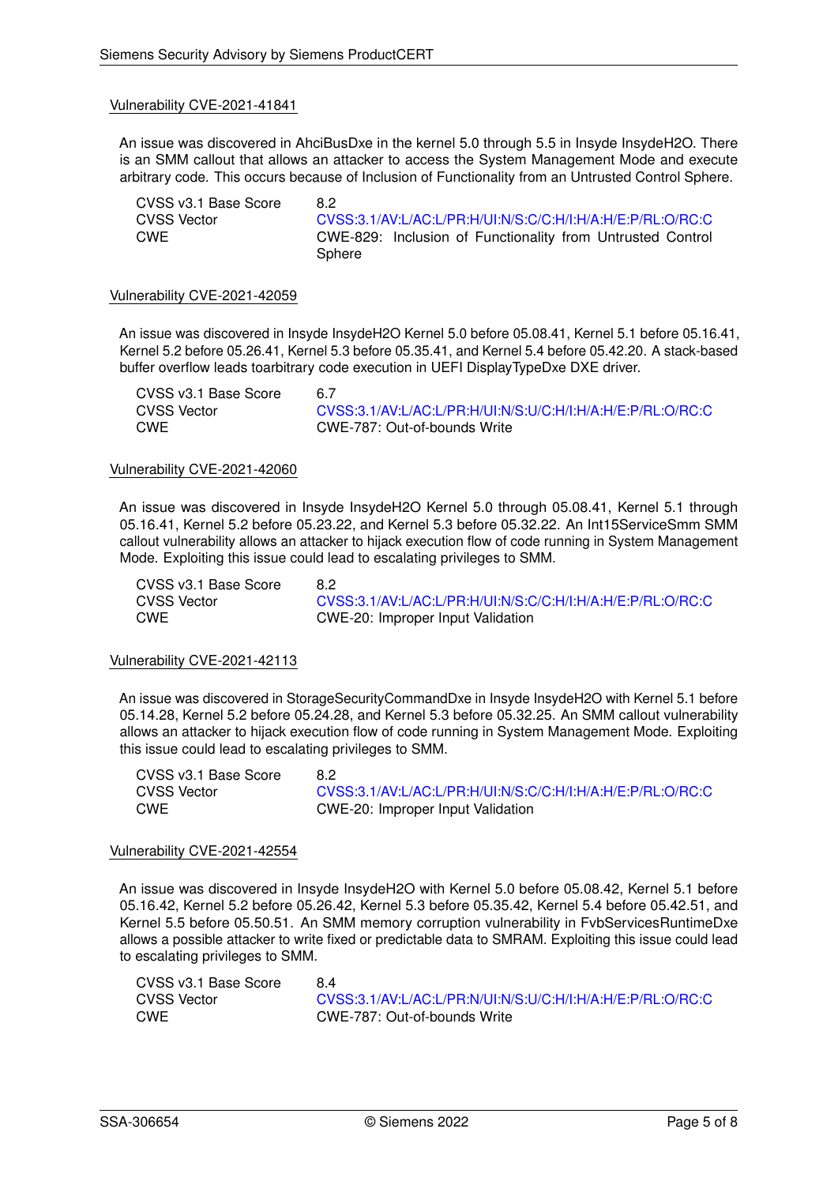### Vulnerability CVE-2021-41841

An issue was discovered in AhciBusDxe in the kernel 5.0 through 5.5 in Insyde InsydeH2O. There is an SMM callout that allows an attacker to access the System Management Mode and execute arbitrary code. This occurs because of Inclusion of Functionality from an Untrusted Control Sphere.

| | |
|---|---|
| CVSS v3.1 Base Score | 8.2 |
| CVSS Vector | CVSS:3.1/AV:L/AC:L/PR:H/UI:N/S:C/C:H/I:H/A:H/E:P/RL:O/RC:C |
| CWE | CWE-829: Inclusion of Functionality from Untrusted Control Sphere |

### Vulnerability CVE-2021-42059

An issue was discovered in Insyde InsydeH2O Kernel 5.0 before 05.08.41, Kernel 5.1 before 05.16.41, Kernel 5.2 before 05.26.41, Kernel 5.3 before 05.35.41, and Kernel 5.4 before 05.42.20. A stack-based buffer overflow leads toarbitrary code execution in UEFI DisplayTypeDxe DXE driver.

| | |
|---|---|
| CVSS v3.1 Base Score | 6.7 |
| CVSS Vector | CVSS:3.1/AV:L/AC:L/PR:H/UI:N/S:U/C:H/I:H/A:H/E:P/RL:O/RC:C |
| CWE | CWE-787: Out-of-bounds Write |

### Vulnerability CVE-2021-42060

An issue was discovered in Insyde InsydeH2O Kernel 5.0 through 05.08.41, Kernel 5.1 through 05.16.41, Kernel 5.2 before 05.23.22, and Kernel 5.3 before 05.32.22. An Int15ServiceSmm SMM callout vulnerability allows an attacker to hijack execution flow of code running in System Management Mode. Exploiting this issue could lead to escalating privileges to SMM.

| | |
|---|---|
| CVSS v3.1 Base Score | 8.2 |
| CVSS Vector | CVSS:3.1/AV:L/AC:L/PR:H/UI:N/S:C/C:H/I:H/A:H/E:P/RL:O/RC:C |
| CWE | CWE-20: Improper Input Validation |

### Vulnerability CVE-2021-42113

An issue was discovered in StorageSecurityCommandDxe in Insyde InsydeH2O with Kernel 5.1 before 05.14.28, Kernel 5.2 before 05.24.28, and Kernel 5.3 before 05.32.25. An SMM callout vulnerability allows an attacker to hijack execution flow of code running in System Management Mode. Exploiting this issue could lead to escalating privileges to SMM.

| | |
|---|---|
| CVSS v3.1 Base Score | 8.2 |
| CVSS Vector | CVSS:3.1/AV:L/AC:L/PR:H/UI:N/S:C/C:H/I:H/A:H/E:P/RL:O/RC:C |
| CWE | CWE-20: Improper Input Validation |

### Vulnerability CVE-2021-42554

An issue was discovered in Insyde InsydeH2O with Kernel 5.0 before 05.08.42, Kernel 5.1 before 05.16.42, Kernel 5.2 before 05.26.42, Kernel 5.3 before 05.35.42, Kernel 5.4 before 05.42.51, and Kernel 5.5 before 05.50.51. An SMM memory corruption vulnerability in FvbServicesRuntimeDxe allows a possible attacker to write fixed or predictable data to SMRAM. Exploiting this issue could lead to escalating privileges to SMM.

| | |
|---|---|
| CVSS v3.1 Base Score | 8.4 |
| CVSS Vector | CVSS:3.1/AV:L/AC:L/PR:N/UI:N/S:U/C:H/I:H/A:H/E:P/RL:O/RC:C |
| CWE | CWE-787: Out-of-bounds Write |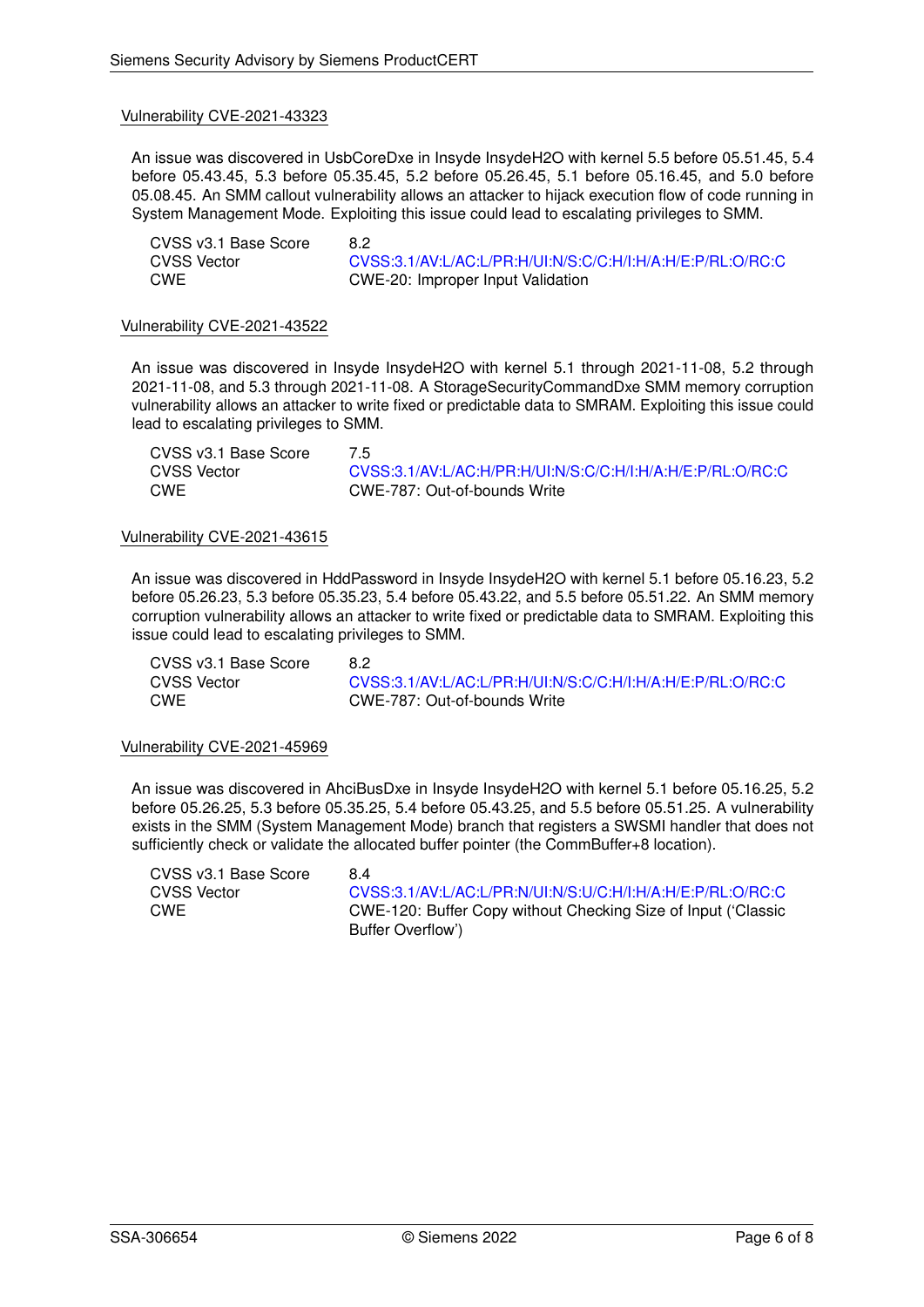### Vulnerability CVE-2021-43323

An issue was discovered in UsbCoreDxe in Insyde InsydeH2O with kernel 5.5 before 05.51.45, 5.4 before 05.43.45, 5.3 before 05.35.45, 5.2 before 05.26.45, 5.1 before 05.16.45, and 5.0 before 05.08.45. An SMM callout vulnerability allows an attacker to hijack execution flow of code running in System Management Mode. Exploiting this issue could lead to escalating privileges to SMM.

| | |
|---|---|
| CVSS v3.1 Base Score | 8.2 |
| CVSS Vector | CVSS:3.1/AV:L/AC:L/PR:H/UI:N/S:C/C:H/I:H/A:H/E:P/RL:O/RC:C |
| CWE | CWE-20: Improper Input Validation |

### Vulnerability CVE-2021-43522

An issue was discovered in Insyde InsydeH2O with kernel 5.1 through 2021-11-08, 5.2 through 2021-11-08, and 5.3 through 2021-11-08. A StorageSecurityCommandDxe SMM memory corruption vulnerability allows an attacker to write fixed or predictable data to SMRAM. Exploiting this issue could lead to escalating privileges to SMM.

| | |
|---|---|
| CVSS v3.1 Base Score | 7.5 |
| CVSS Vector | CVSS:3.1/AV:L/AC:H/PR:H/UI:N/S:C/C:H/I:H/A:H/E:P/RL:O/RC:C |
| CWE | CWE-787: Out-of-bounds Write |

### Vulnerability CVE-2021-43615

An issue was discovered in HddPassword in Insyde InsydeH2O with kernel 5.1 before 05.16.23, 5.2 before 05.26.23, 5.3 before 05.35.23, 5.4 before 05.43.22, and 5.5 before 05.51.22. An SMM memory corruption vulnerability allows an attacker to write fixed or predictable data to SMRAM. Exploiting this issue could lead to escalating privileges to SMM.

| | |
|---|---|
| CVSS v3.1 Base Score | 8.2 |
| CVSS Vector | CVSS:3.1/AV:L/AC:L/PR:H/UI:N/S:C/C:H/I:H/A:H/E:P/RL:O/RC:C |
| CWE | CWE-787: Out-of-bounds Write |

### Vulnerability CVE-2021-45969

An issue was discovered in AhciBusDxe in Insyde InsydeH2O with kernel 5.1 before 05.16.25, 5.2 before 05.26.25, 5.3 before 05.35.25, 5.4 before 05.43.25, and 5.5 before 05.51.25. A vulnerability exists in the SMM (System Management Mode) branch that registers a SWSMI handler that does not sufficiently check or validate the allocated buffer pointer (the CommBuffer+8 location).

| | |
|---|---|
| CVSS v3.1 Base Score | 8.4 |
| CVSS Vector | CVSS:3.1/AV:L/AC:L/PR:N/UI:N/S:U/C:H/I:H/A:H/E:P/RL:O/RC:C |
| CWE | CWE-120: Buffer Copy without Checking Size of Input ('Classic Buffer Overflow') |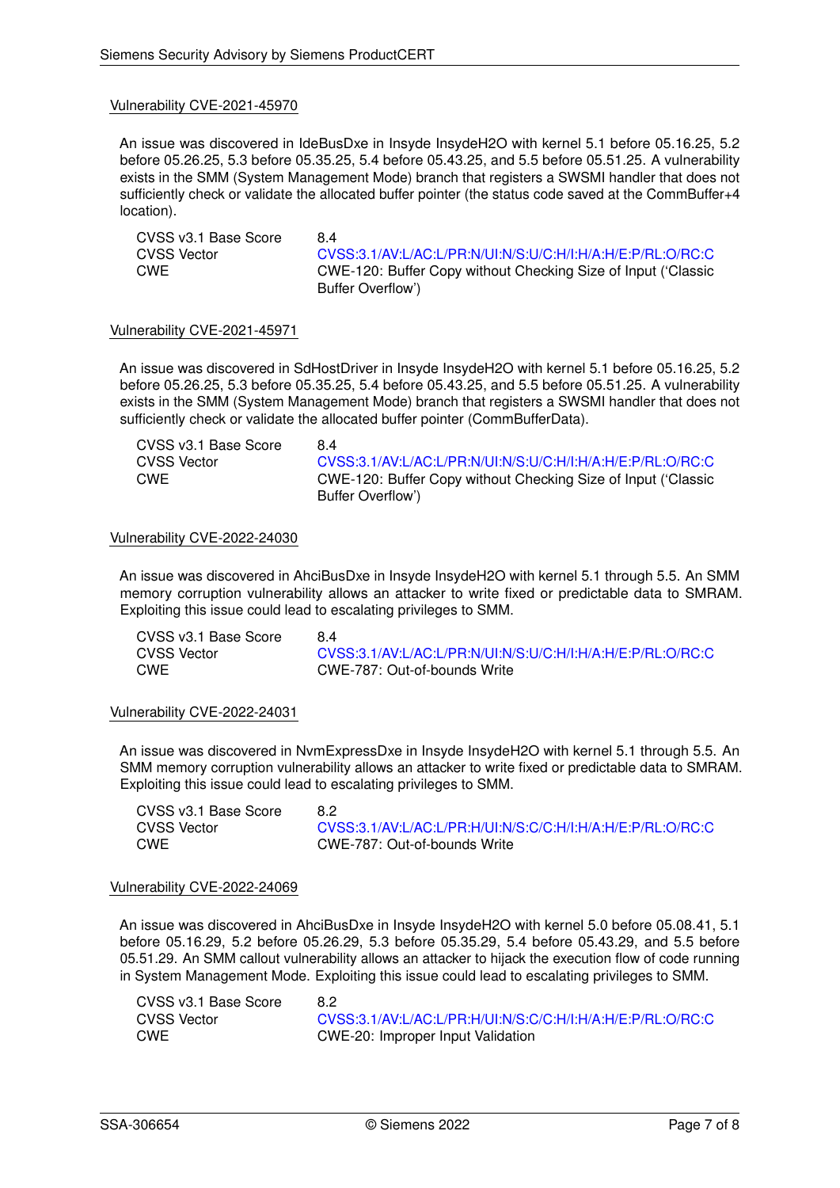### Vulnerability CVE-2021-45970

An issue was discovered in IdeBusDxe in Insyde InsydeH2O with kernel 5.1 before 05.16.25, 5.2 before 05.26.25, 5.3 before 05.35.25, 5.4 before 05.43.25, and 5.5 before 05.51.25. A vulnerability exists in the SMM (System Management Mode) branch that registers a SWSMI handler that does not sufficiently check or validate the allocated buffer pointer (the status code saved at the CommBuffer+4 location).

| | |
|---|---|
| CVSS v3.1 Base Score | 8.4 |
| CVSS Vector | CVSS:3.1/AV:L/AC:L/PR:N/UI:N/S:U/C:H/I:H/A:H/E:P/RL:O/RC:C |
| CWE | CWE-120: Buffer Copy without Checking Size of Input ('Classic Buffer Overflow') |

### Vulnerability CVE-2021-45971

An issue was discovered in SdHostDriver in Insyde InsydeH2O with kernel 5.1 before 05.16.25, 5.2 before 05.26.25, 5.3 before 05.35.25, 5.4 before 05.43.25, and 5.5 before 05.51.25. A vulnerability exists in the SMM (System Management Mode) branch that registers a SWSMI handler that does not sufficiently check or validate the allocated buffer pointer (CommBufferData).

| | |
|---|---|
| CVSS v3.1 Base Score | 8.4 |
| CVSS Vector | CVSS:3.1/AV:L/AC:L/PR:N/UI:N/S:U/C:H/I:H/A:H/E:P/RL:O/RC:C |
| CWE | CWE-120: Buffer Copy without Checking Size of Input ('Classic Buffer Overflow') |

### Vulnerability CVE-2022-24030

An issue was discovered in AhciBusDxe in Insyde InsydeH2O with kernel 5.1 through 5.5. An SMM memory corruption vulnerability allows an attacker to write fixed or predictable data to SMRAM. Exploiting this issue could lead to escalating privileges to SMM.

| | |
|---|---|
| CVSS v3.1 Base Score | 8.4 |
| CVSS Vector | CVSS:3.1/AV:L/AC:L/PR:N/UI:N/S:U/C:H/I:H/A:H/E:P/RL:O/RC:C |
| CWE | CWE-787: Out-of-bounds Write |

### Vulnerability CVE-2022-24031

An issue was discovered in NvmExpressDxe in Insyde InsydeH2O with kernel 5.1 through 5.5. An SMM memory corruption vulnerability allows an attacker to write fixed or predictable data to SMRAM. Exploiting this issue could lead to escalating privileges to SMM.

| | |
|---|---|
| CVSS v3.1 Base Score | 8.2 |
| CVSS Vector | CVSS:3.1/AV:L/AC:L/PR:H/UI:N/S:C/C:H/I:H/A:H/E:P/RL:O/RC:C |
| CWE | CWE-787: Out-of-bounds Write |

### Vulnerability CVE-2022-24069

An issue was discovered in AhciBusDxe in Insyde InsydeH2O with kernel 5.0 before 05.08.41, 5.1 before 05.16.29, 5.2 before 05.26.29, 5.3 before 05.35.29, 5.4 before 05.43.29, and 5.5 before 05.51.29. An SMM callout vulnerability allows an attacker to hijack the execution flow of code running in System Management Mode. Exploiting this issue could lead to escalating privileges to SMM.

| | |
|---|---|
| CVSS v3.1 Base Score | 8.2 |
| CVSS Vector | CVSS:3.1/AV:L/AC:L/PR:H/UI:N/S:C/C:H/I:H/A:H/E:P/RL:O/RC:C |
| CWE | CWE-20: Improper Input Validation |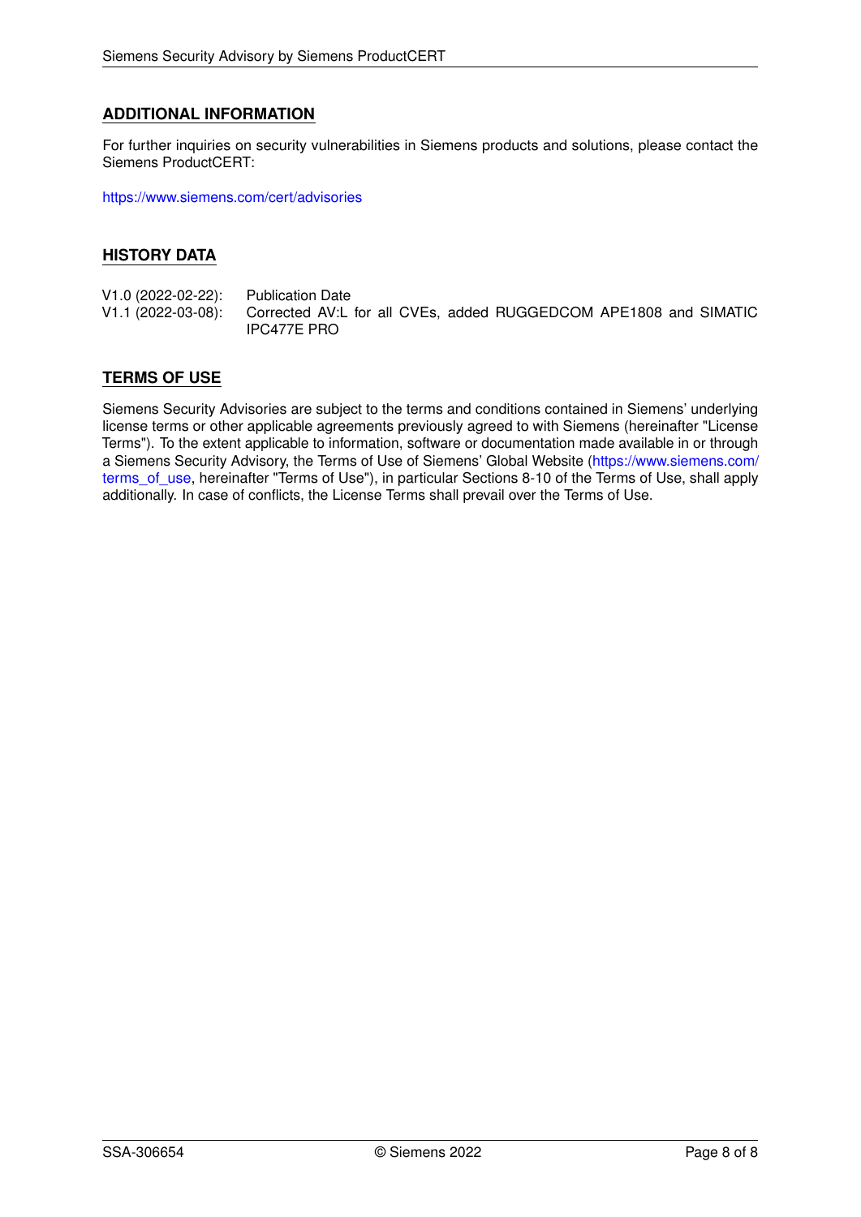## ADDITIONAL INFORMATION

For further inquiries on security vulnerabilities in Siemens products and solutions, please contact the Siemens ProductCERT:

https://www.siemens.com/cert/advisories

## HISTORY DATA

| | |
|---|---|
| V1.0 (2022-02-22): | Publication Date |
| V1.1 (2022-03-08): | Corrected AV:L for all CVEs, added RUGGEDCOM APE1808 and SIMATIC IPC477E PRO |

## TERMS OF USE

Siemens Security Advisories are subject to the terms and conditions contained in Siemens' underlying license terms or other applicable agreements previously agreed to with Siemens (hereinafter "License Terms"). To the extent applicable to information, software or documentation made available in or through a Siemens Security Advisory, the Terms of Use of Siemens' Global Website (https://www.siemens.com/terms_of_use, hereinafter "Terms of Use"), in particular Sections 8-10 of the Terms of Use, shall apply additionally. In case of conflicts, the License Terms shall prevail over the Terms of Use.